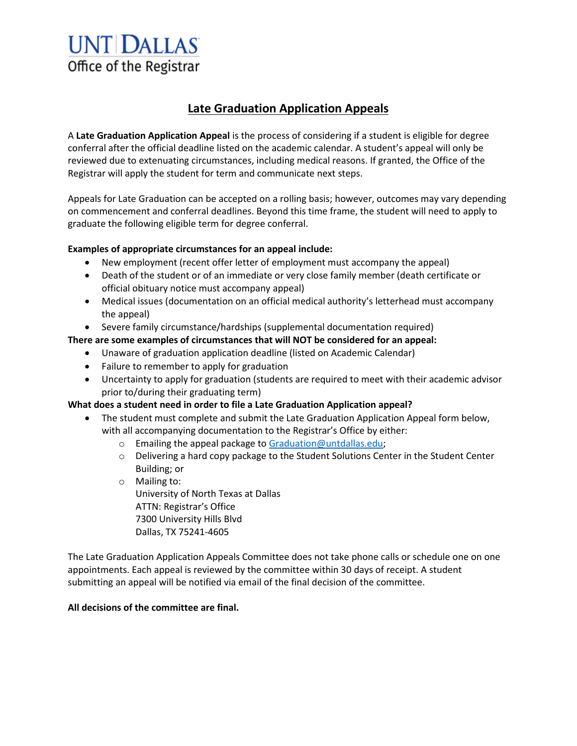**UNT DALLAS**
Office of the Registrar

# Late Graduation Application Appeals

A **Late Graduation Application Appeal** is the process of considering if a student is eligible for degree conferral after the official deadline listed on the academic calendar. A student's appeal will only be reviewed due to extenuating circumstances, including medical reasons. If granted, the Office of the Registrar will apply the student for term and communicate next steps.

Appeals for Late Graduation can be accepted on a rolling basis; however, outcomes may vary depending on commencement and conferral deadlines. Beyond this time frame, the student will need to apply to graduate the following eligible term for degree conferral.

**Examples of appropriate circumstances for an appeal include:**

- New employment (recent offer letter of employment must accompany the appeal)
- Death of the student or of an immediate or very close family member (death certificate or official obituary notice must accompany appeal)
- Medical issues (documentation on an official medical authority's letterhead must accompany the appeal)
- Severe family circumstance/hardships (supplemental documentation required)

**There are some examples of circumstances that will NOT be considered for an appeal:**

- Unaware of graduation application deadline (listed on Academic Calendar)
- Failure to remember to apply for graduation
- Uncertainty to apply for graduation (students are required to meet with their academic advisor prior to/during their graduating term)

**What does a student need in order to file a Late Graduation Application appeal?**

- The student must complete and submit the Late Graduation Application Appeal form below, with all accompanying documentation to the Registrar's Office by either:
  - Emailing the appeal package to Graduation@untdallas.edu;
  - Delivering a hard copy package to the Student Solutions Center in the Student Center Building; or
  - Mailing to:
    University of North Texas at Dallas
    ATTN: Registrar's Office
    7300 University Hills Blvd
    Dallas, TX 75241-4605

The Late Graduation Application Appeals Committee does not take phone calls or schedule one on one appointments. Each appeal is reviewed by the committee within 30 days of receipt. A student submitting an appeal will be notified via email of the final decision of the committee.

**All decisions of the committee are final.**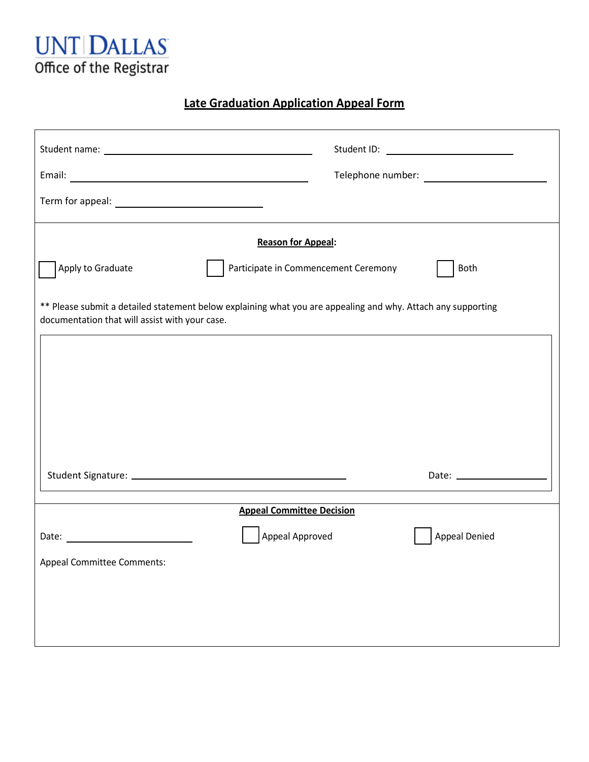UNT | DALLAS
Office of the Registrar

# Late Graduation Application Appeal Form

Student name: ______________________________ Student ID: ____________________

Email: ______________________________ Telephone number: ____________________

Term for appeal: ____________________

**Reason for Appeal:**

☐ Apply to Graduate ☐ Participate in Commencement Ceremony ☐ Both

** Please submit a detailed statement below explaining what you are appealing and why. Attach any supporting documentation that will assist with your case.

Student Signature: ______________________________ Date: ____________________

**Appeal Committee Decision**

Date: ____________________ ☐ Appeal Approved ☐ Appeal Denied

Appeal Committee Comments: